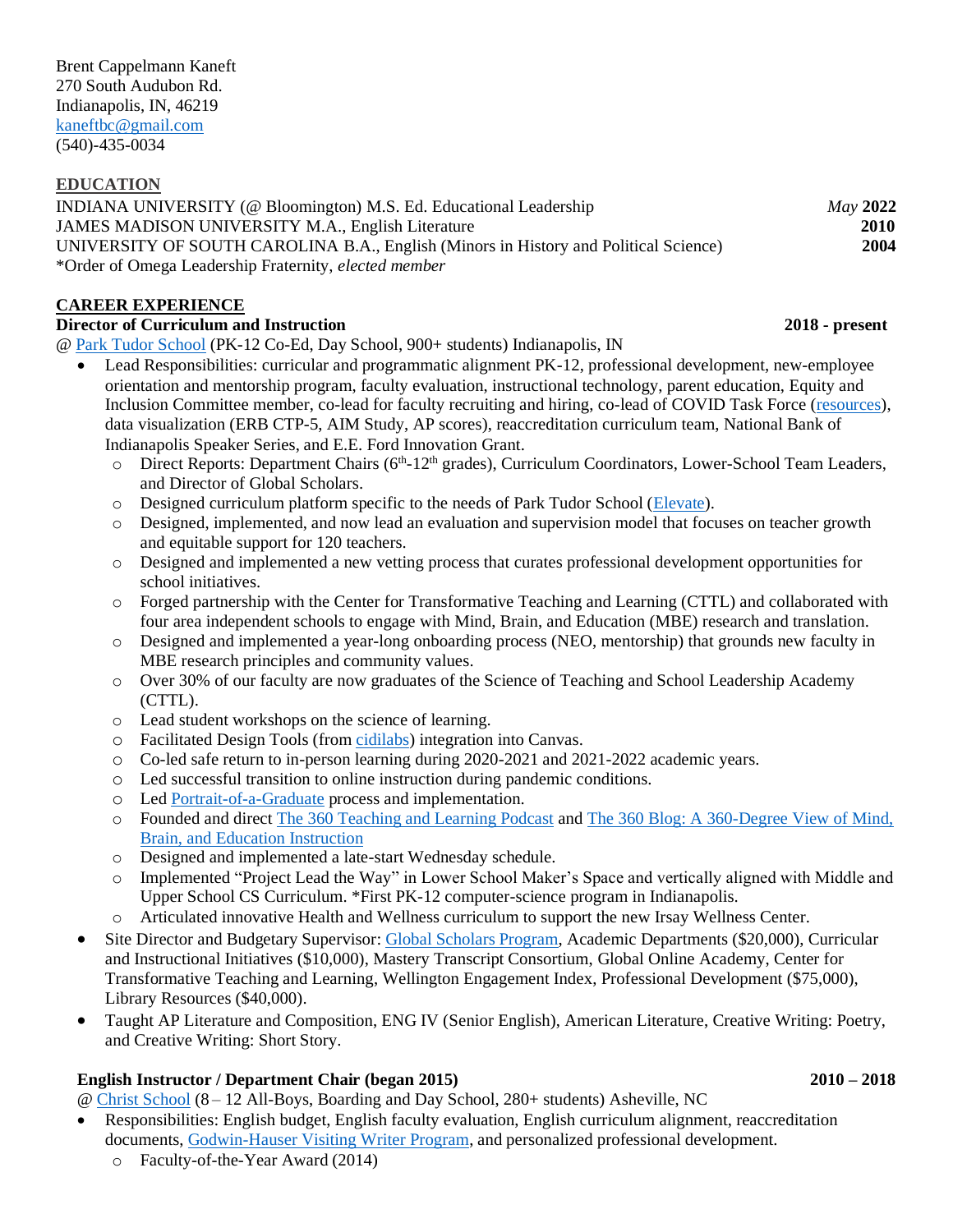Brent Cappelmann Kaneft
270 South Audubon Rd.
Indianapolis, IN, 46219
kaneftbc@gmail.com
(540)-435-0034

## EDUCATION

INDIANA UNIVERSITY (@ Bloomington) M.S. Ed. Educational Leadership *May* **2022**
JAMES MADISON UNIVERSITY M.A., English Literature **2010**
UNIVERSITY OF SOUTH CAROLINA B.A., English (Minors in History and Political Science) **2004**
*Order of Omega Leadership Fraternity, *elected member*

## CAREER EXPERIENCE

### Director of Curriculum and Instruction **2018 - present**

@ Park Tudor School (PK-12 Co-Ed, Day School, 900+ students) Indianapolis, IN

- Lead Responsibilities: curricular and programmatic alignment PK-12, professional development, new-employee orientation and mentorship program, faculty evaluation, instructional technology, parent education, Equity and Inclusion Committee member, co-lead for faculty recruiting and hiring, co-lead of COVID Task Force (resources), data visualization (ERB CTP-5, AIM Study, AP scores), reaccreditation curriculum team, National Bank of Indianapolis Speaker Series, and E.E. Ford Innovation Grant.
  - Direct Reports: Department Chairs (6th-12th grades), Curriculum Coordinators, Lower-School Team Leaders, and Director of Global Scholars.
  - Designed curriculum platform specific to the needs of Park Tudor School (Elevate).
  - Designed, implemented, and now lead an evaluation and supervision model that focuses on teacher growth and equitable support for 120 teachers.
  - Designed and implemented a new vetting process that curates professional development opportunities for school initiatives.
  - Forged partnership with the Center for Transformative Teaching and Learning (CTTL) and collaborated with four area independent schools to engage with Mind, Brain, and Education (MBE) research and translation.
  - Designed and implemented a year-long onboarding process (NEO, mentorship) that grounds new faculty in MBE research principles and community values.
  - Over 30% of our faculty are now graduates of the Science of Teaching and School Leadership Academy (CTTL).
  - Lead student workshops on the science of learning.
  - Facilitated Design Tools (from cidilabs) integration into Canvas.
  - Co-led safe return to in-person learning during 2020-2021 and 2021-2022 academic years.
  - Led successful transition to online instruction during pandemic conditions.
  - Led Portrait-of-a-Graduate process and implementation.
  - Founded and direct The 360 Teaching and Learning Podcast and The 360 Blog: A 360-Degree View of Mind, Brain, and Education Instruction
  - Designed and implemented a late-start Wednesday schedule.
  - Implemented "Project Lead the Way" in Lower School Maker's Space and vertically aligned with Middle and Upper School CS Curriculum. *First PK-12 computer-science program in Indianapolis.
  - Articulated innovative Health and Wellness curriculum to support the new Irsay Wellness Center.
- Site Director and Budgetary Supervisor: Global Scholars Program, Academic Departments ($20,000), Curricular and Instructional Initiatives ($10,000), Mastery Transcript Consortium, Global Online Academy, Center for Transformative Teaching and Learning, Wellington Engagement Index, Professional Development ($75,000), Library Resources ($40,000).
- Taught AP Literature and Composition, ENG IV (Senior English), American Literature, Creative Writing: Poetry, and Creative Writing: Short Story.

### English Instructor / Department Chair (began 2015) **2010 – 2018**

@ Christ School (8 – 12 All-Boys, Boarding and Day School, 280+ students) Asheville, NC

- Responsibilities: English budget, English faculty evaluation, English curriculum alignment, reaccreditation documents, Godwin-Hauser Visiting Writer Program, and personalized professional development.
  - Faculty-of-the-Year Award (2014)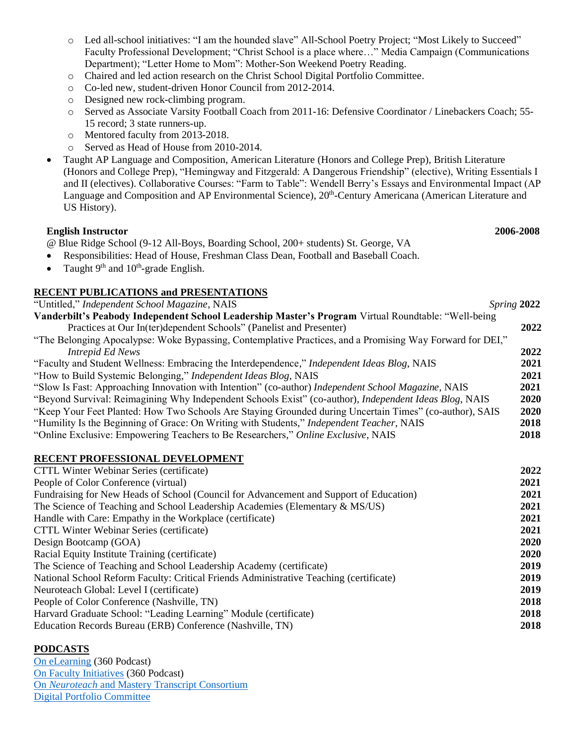- Led all-school initiatives: "I am the hounded slave" All-School Poetry Project; "Most Likely to Succeed" Faculty Professional Development; "Christ School is a place where…" Media Campaign (Communications Department); "Letter Home to Mom": Mother-Son Weekend Poetry Reading.
- Chaired and led action research on the Christ School Digital Portfolio Committee.
- Co-led new, student-driven Honor Council from 2012-2014.
- Designed new rock-climbing program.
- Served as Associate Varsity Football Coach from 2011-16: Defensive Coordinator / Linebackers Coach; 55-15 record; 3 state runners-up.
- Mentored faculty from 2013-2018.
- Served as Head of House from 2010-2014.

- Taught AP Language and Composition, American Literature (Honors and College Prep), British Literature (Honors and College Prep), "Hemingway and Fitzgerald: A Dangerous Friendship" (elective), Writing Essentials I and II (electives). Collaborative Courses: "Farm to Table": Wendell Berry's Essays and Environmental Impact (AP Language and Composition and AP Environmental Science), 20th-Century Americana (American Literature and US History).

**English Instructor** **2006-2008**

@ Blue Ridge School (9-12 All-Boys, Boarding School, 200+ students) St. George, VA

- Responsibilities: Head of House, Freshman Class Dean, Football and Baseball Coach.
- Taught 9th and 10th-grade English.

## RECENT PUBLICATIONS and PRESENTATIONS

"Untitled," *Independent School Magazine*, NAIS — *Spring* **2022**

**Vanderbilt's Peabody Independent School Leadership Master's Program** Virtual Roundtable: "Well-being Practices at Our In(ter)dependent Schools" (Panelist and Presenter) — **2022**

"The Belonging Apocalypse: Woke Bypassing, Contemplative Practices, and a Promising Way Forward for DEI," *Intrepid Ed News* — **2022**

"Faculty and Student Wellness: Embracing the Interdependence," *Independent Ideas Blog*, NAIS — **2021**

"How to Build Systemic Belonging," *Independent Ideas Blog*, NAIS — **2021**

"Slow Is Fast: Approaching Innovation with Intention" (co-author) *Independent School Magazine*, NAIS — **2021**

"Beyond Survival: Reimagining Why Independent Schools Exist" (co-author), *Independent Ideas Blog*, NAIS — **2020**

"Keep Your Feet Planted: How Two Schools Are Staying Grounded during Uncertain Times" (co-author), SAIS — **2020**

"Humility Is the Beginning of Grace: On Writing with Students," *Independent Teacher*, NAIS — **2018**

"Online Exclusive: Empowering Teachers to Be Researchers," *Online Exclusive*, NAIS — **2018**

## RECENT PROFESSIONAL DEVELOPMENT

| | |
|---|---|
| CTTL Winter Webinar Series (certificate) | **2022** |
| People of Color Conference (virtual) | **2021** |
| Fundraising for New Heads of School (Council for Advancement and Support of Education) | **2021** |
| The Science of Teaching and School Leadership Academies (Elementary & MS/US) | **2021** |
| Handle with Care: Empathy in the Workplace (certificate) | **2021** |
| CTTL Winter Webinar Series (certificate) | **2021** |
| Design Bootcamp (GOA) | **2020** |
| Racial Equity Institute Training (certificate) | **2020** |
| The Science of Teaching and School Leadership Academy (certificate) | **2019** |
| National School Reform Faculty: Critical Friends Administrative Teaching (certificate) | **2019** |
| Neuroteach Global: Level I (certificate) | **2019** |
| People of Color Conference (Nashville, TN) | **2018** |
| Harvard Graduate School: "Leading Learning" Module (certificate) | **2018** |
| Education Records Bureau (ERB) Conference (Nashville, TN) | **2018** |

## PODCASTS

On eLearning (360 Podcast)
On Faculty Initiatives (360 Podcast)
On *Neuroteach* and Mastery Transcript Consortium
Digital Portfolio Committee